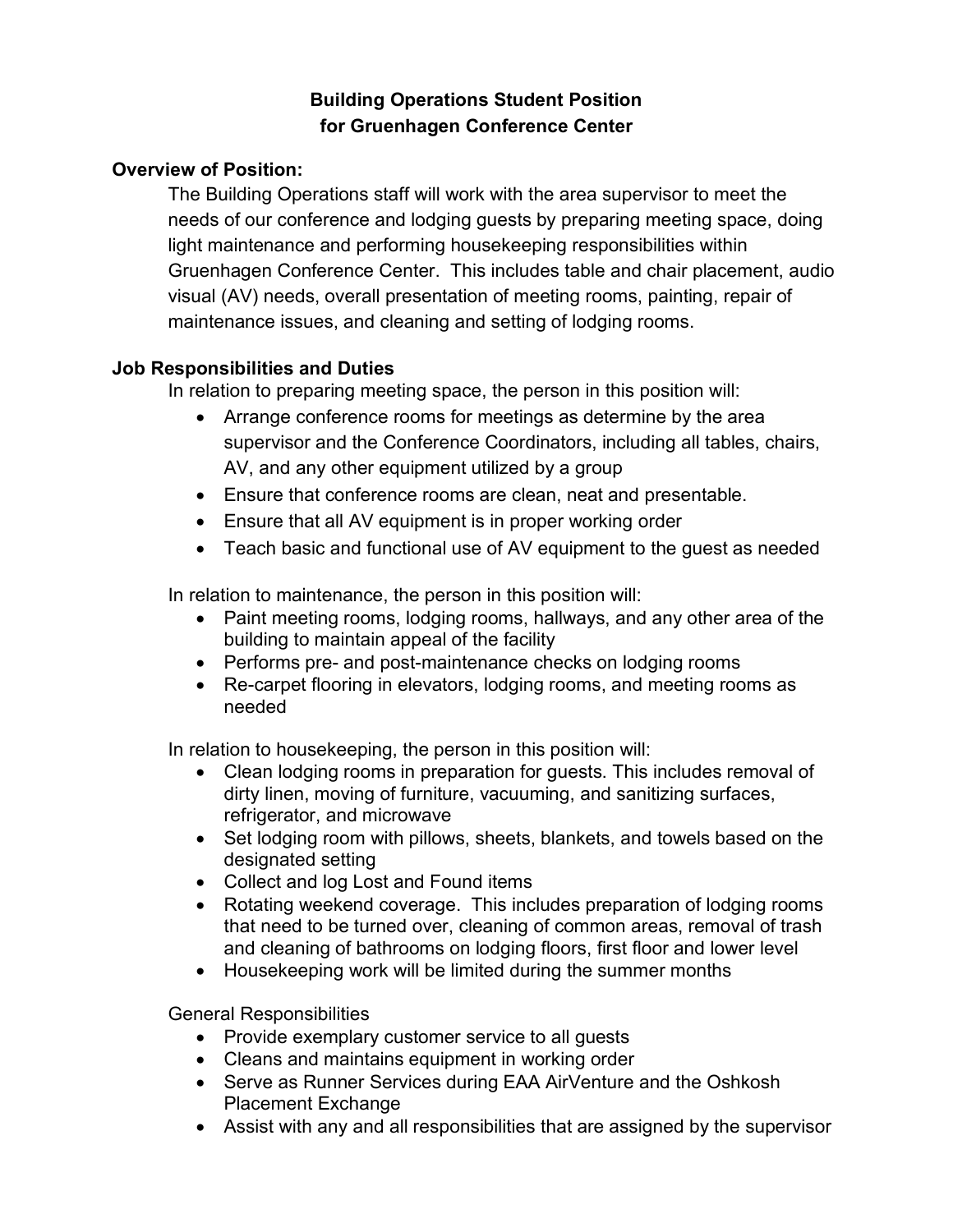# Building Operations Student Position
# for Gruenhagen Conference Center

## Overview of Position:

The Building Operations staff will work with the area supervisor to meet the needs of our conference and lodging guests by preparing meeting space, doing light maintenance and performing housekeeping responsibilities within Gruenhagen Conference Center. This includes table and chair placement, audio visual (AV) needs, overall presentation of meeting rooms, painting, repair of maintenance issues, and cleaning and setting of lodging rooms.

## Job Responsibilities and Duties

In relation to preparing meeting space, the person in this position will:

- Arrange conference rooms for meetings as determine by the area supervisor and the Conference Coordinators, including all tables, chairs, AV, and any other equipment utilized by a group
- Ensure that conference rooms are clean, neat and presentable.
- Ensure that all AV equipment is in proper working order
- Teach basic and functional use of AV equipment to the guest as needed

In relation to maintenance, the person in this position will:

- Paint meeting rooms, lodging rooms, hallways, and any other area of the building to maintain appeal of the facility
- Performs pre- and post-maintenance checks on lodging rooms
- Re-carpet flooring in elevators, lodging rooms, and meeting rooms as needed

In relation to housekeeping, the person in this position will:

- Clean lodging rooms in preparation for guests. This includes removal of dirty linen, moving of furniture, vacuuming, and sanitizing surfaces, refrigerator, and microwave
- Set lodging room with pillows, sheets, blankets, and towels based on the designated setting
- Collect and log Lost and Found items
- Rotating weekend coverage. This includes preparation of lodging rooms that need to be turned over, cleaning of common areas, removal of trash and cleaning of bathrooms on lodging floors, first floor and lower level
- Housekeeping work will be limited during the summer months

General Responsibilities

- Provide exemplary customer service to all guests
- Cleans and maintains equipment in working order
- Serve as Runner Services during EAA AirVenture and the Oshkosh Placement Exchange
- Assist with any and all responsibilities that are assigned by the supervisor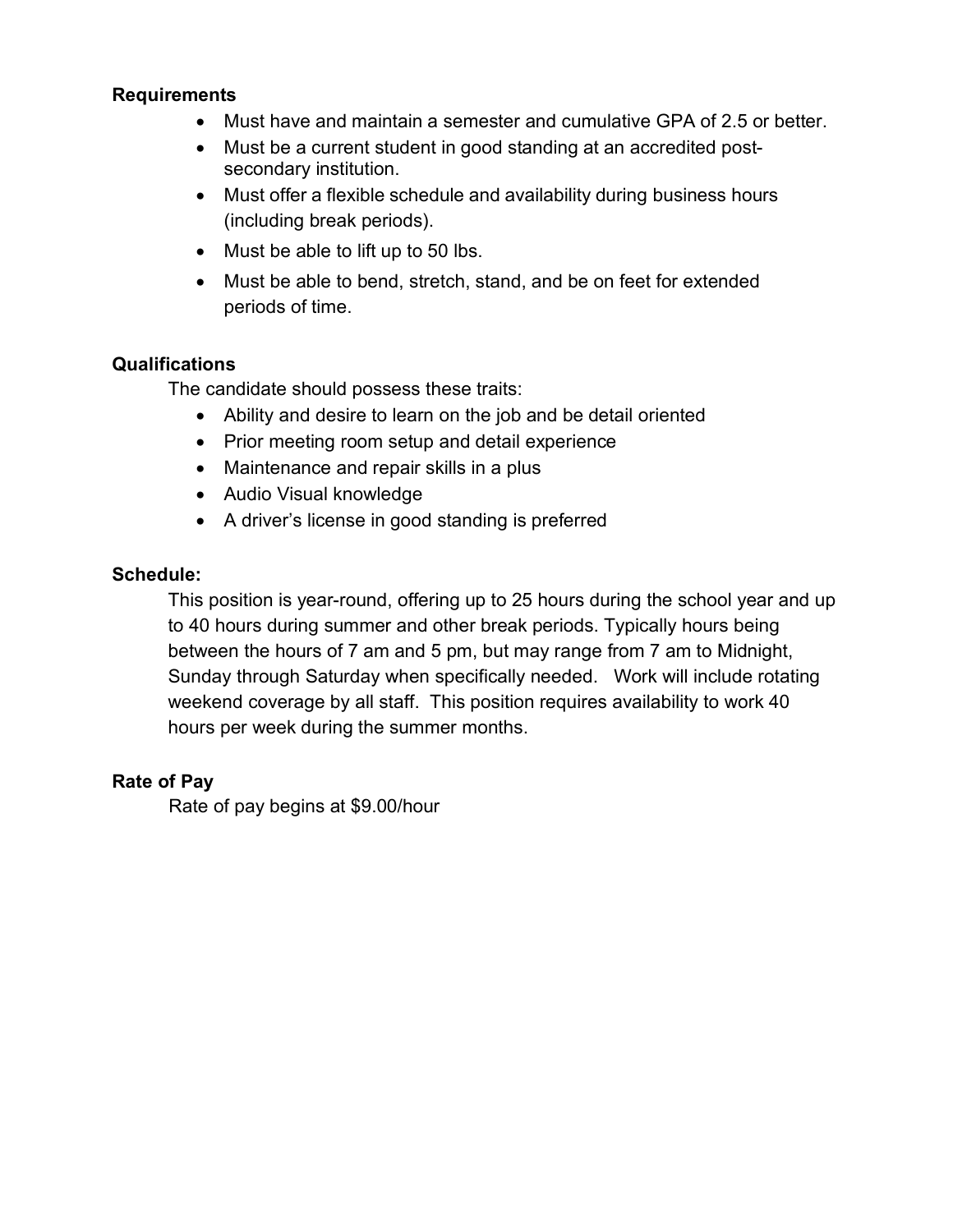**Requirements**

- Must have and maintain a semester and cumulative GPA of 2.5 or better.
- Must be a current student in good standing at an accredited post-secondary institution.
- Must offer a flexible schedule and availability during business hours (including break periods).
- Must be able to lift up to 50 lbs.
- Must be able to bend, stretch, stand, and be on feet for extended periods of time.

**Qualifications**

The candidate should possess these traits:

- Ability and desire to learn on the job and be detail oriented
- Prior meeting room setup and detail experience
- Maintenance and repair skills in a plus
- Audio Visual knowledge
- A driver's license in good standing is preferred

**Schedule:**

This position is year-round, offering up to 25 hours during the school year and up to 40 hours during summer and other break periods. Typically hours being between the hours of 7 am and 5 pm, but may range from 7 am to Midnight, Sunday through Saturday when specifically needed. Work will include rotating weekend coverage by all staff. This position requires availability to work 40 hours per week during the summer months.

**Rate of Pay**

Rate of pay begins at $9.00/hour